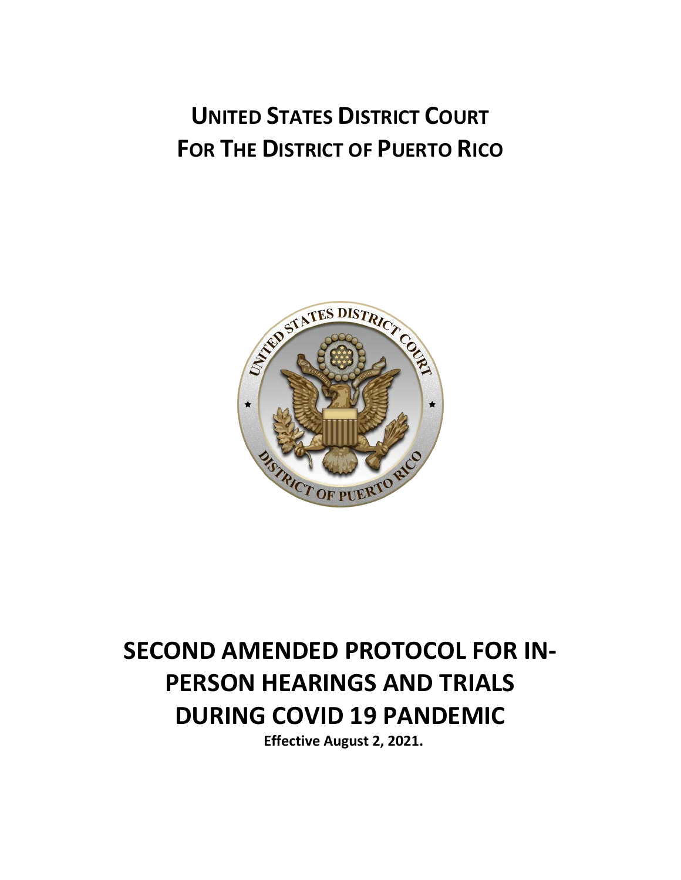# UNITED STATES DISTRICT COURT
# FOR THE DISTRICT OF PUERTO RICO

# SECOND AMENDED PROTOCOL FOR IN-PERSON HEARINGS AND TRIALS DURING COVID 19 PANDEMIC

**Effective August 2, 2021.**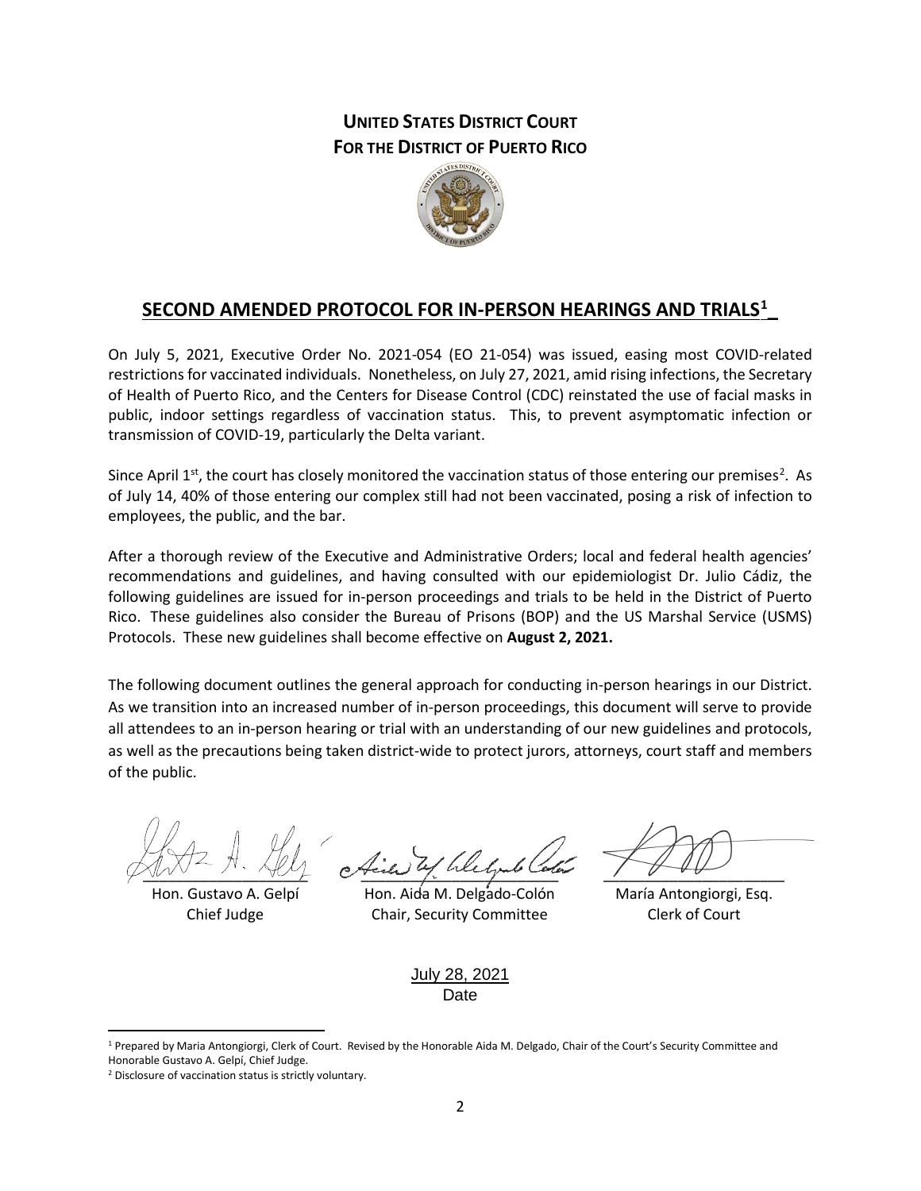**UNITED STATES DISTRICT COURT**
**FOR THE DISTRICT OF PUERTO RICO**

## SECOND AMENDED PROTOCOL FOR IN-PERSON HEARINGS AND TRIALS[1]

On July 5, 2021, Executive Order No. 2021-054 (EO 21-054) was issued, easing most COVID-related restrictions for vaccinated individuals. Nonetheless, on July 27, 2021, amid rising infections, the Secretary of Health of Puerto Rico, and the Centers for Disease Control (CDC) reinstated the use of facial masks in public, indoor settings regardless of vaccination status. This, to prevent asymptomatic infection or transmission of COVID-19, particularly the Delta variant.

Since April 1st, the court has closely monitored the vaccination status of those entering our premises[2]. As of July 14, 40% of those entering our complex still had not been vaccinated, posing a risk of infection to employees, the public, and the bar.

After a thorough review of the Executive and Administrative Orders; local and federal health agencies' recommendations and guidelines, and having consulted with our epidemiologist Dr. Julio Cádiz, the following guidelines are issued for in-person proceedings and trials to be held in the District of Puerto Rico. These guidelines also consider the Bureau of Prisons (BOP) and the US Marshal Service (USMS) Protocols. These new guidelines shall become effective on **August 2, 2021.**

The following document outlines the general approach for conducting in-person hearings in our District. As we transition into an increased number of in-person proceedings, this document will serve to provide all attendees to an in-person hearing or trial with an understanding of our new guidelines and protocols, as well as the precautions being taken district-wide to protect jurors, attorneys, court staff and members of the public.

| | | |
|---|---|---|
| Hon. Gustavo A. Gelpí<br>Chief Judge | Hon. Aida M. Delgado-Colón<br>Chair, Security Committee | María Antongiorgi, Esq.<br>Clerk of Court |

July 28, 2021
Date

[1] Prepared by Maria Antongiorgi, Clerk of Court. Revised by the Honorable Aida M. Delgado, Chair of the Court's Security Committee and Honorable Gustavo A. Gelpí, Chief Judge.

[2] Disclosure of vaccination status is strictly voluntary.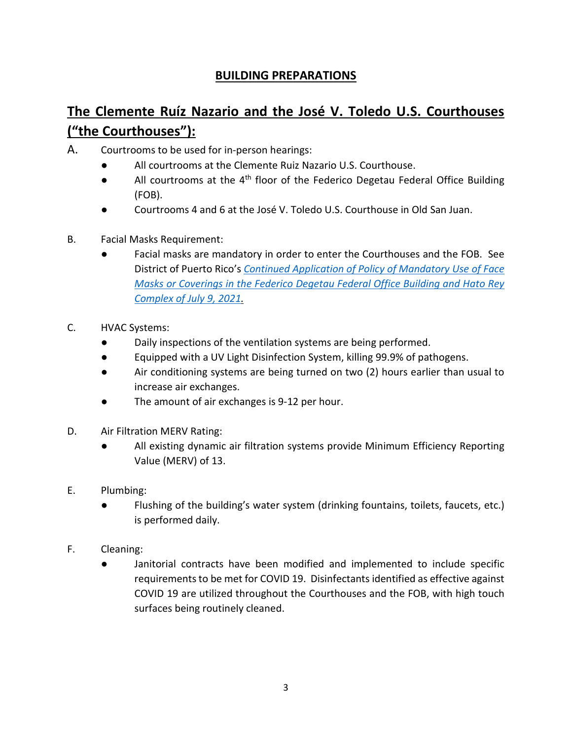## BUILDING PREPARATIONS

# The Clemente Ruíz Nazario and the José V. Toledo U.S. Courthouses (“the Courthouses”):

A. Courtrooms to be used for in-person hearings:
- All courtrooms at the Clemente Ruiz Nazario U.S. Courthouse.
- All courtrooms at the 4th floor of the Federico Degetau Federal Office Building (FOB).
- Courtrooms 4 and 6 at the José V. Toledo U.S. Courthouse in Old San Juan.

B. Facial Masks Requirement:
- Facial masks are mandatory in order to enter the Courthouses and the FOB. See District of Puerto Rico’s *Continued Application of Policy of Mandatory Use of Face Masks or Coverings in the Federico Degetau Federal Office Building and Hato Rey Complex of July 9, 2021.*

C. HVAC Systems:
- Daily inspections of the ventilation systems are being performed.
- Equipped with a UV Light Disinfection System, killing 99.9% of pathogens.
- Air conditioning systems are being turned on two (2) hours earlier than usual to increase air exchanges.
- The amount of air exchanges is 9-12 per hour.

D. Air Filtration MERV Rating:
- All existing dynamic air filtration systems provide Minimum Efficiency Reporting Value (MERV) of 13.

E. Plumbing:
- Flushing of the building’s water system (drinking fountains, toilets, faucets, etc.) is performed daily.

F. Cleaning:
- Janitorial contracts have been modified and implemented to include specific requirements to be met for COVID 19. Disinfectants identified as effective against COVID 19 are utilized throughout the Courthouses and the FOB, with high touch surfaces being routinely cleaned.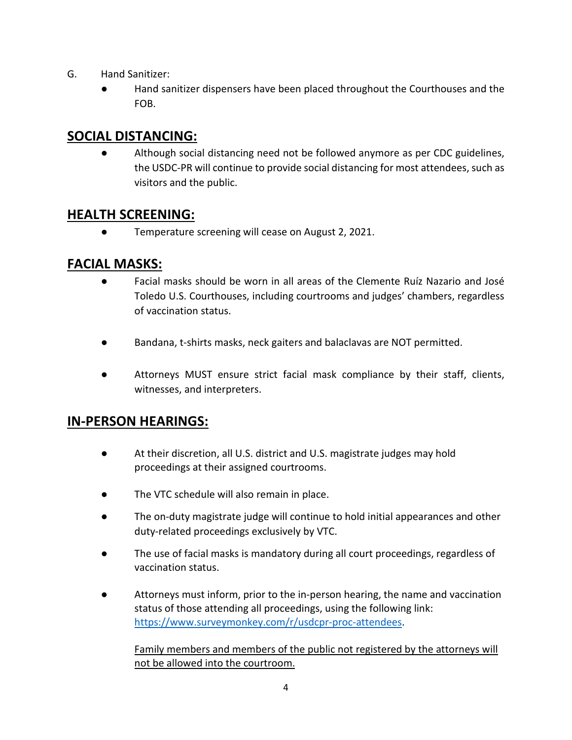G. Hand Sanitizer:

- Hand sanitizer dispensers have been placed throughout the Courthouses and the FOB.

## SOCIAL DISTANCING:

- Although social distancing need not be followed anymore as per CDC guidelines, the USDC-PR will continue to provide social distancing for most attendees, such as visitors and the public.

## HEALTH SCREENING:

- Temperature screening will cease on August 2, 2021.

## FACIAL MASKS:

- Facial masks should be worn in all areas of the Clemente Ruíz Nazario and José Toledo U.S. Courthouses, including courtrooms and judges' chambers, regardless of vaccination status.

- Bandana, t-shirts masks, neck gaiters and balaclavas are NOT permitted.

- Attorneys MUST ensure strict facial mask compliance by their staff, clients, witnesses, and interpreters.

## IN-PERSON HEARINGS:

- At their discretion, all U.S. district and U.S. magistrate judges may hold proceedings at their assigned courtrooms.

- The VTC schedule will also remain in place.

- The on-duty magistrate judge will continue to hold initial appearances and other duty-related proceedings exclusively by VTC.

- The use of facial masks is mandatory during all court proceedings, regardless of vaccination status.

- Attorneys must inform, prior to the in-person hearing, the name and vaccination status of those attending all proceedings, using the following link: [https://www.surveymonkey.com/r/usdcpr-proc-attendees](https://www.surveymonkey.com/r/usdcpr-proc-attendees).

  <u>Family members and members of the public not registered by the attorneys will not be allowed into the courtroom.</u>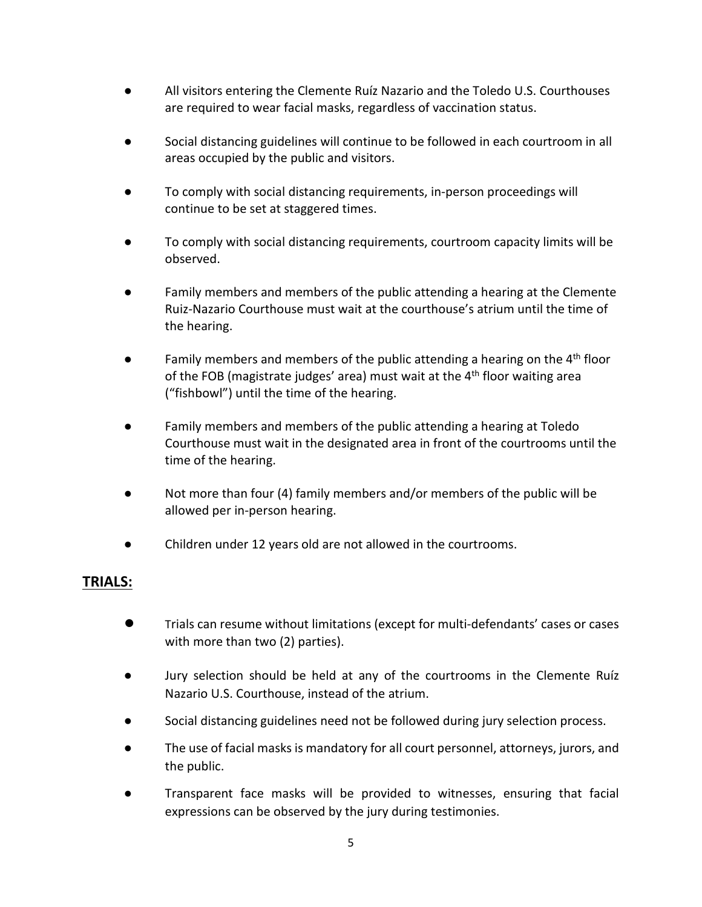- All visitors entering the Clemente Ruíz Nazario and the Toledo U.S. Courthouses are required to wear facial masks, regardless of vaccination status.
- Social distancing guidelines will continue to be followed in each courtroom in all areas occupied by the public and visitors.
- To comply with social distancing requirements, in-person proceedings will continue to be set at staggered times.
- To comply with social distancing requirements, courtroom capacity limits will be observed.
- Family members and members of the public attending a hearing at the Clemente Ruiz-Nazario Courthouse must wait at the courthouse's atrium until the time of the hearing.
- Family members and members of the public attending a hearing on the 4th floor of the FOB (magistrate judges' area) must wait at the 4th floor waiting area ("fishbowl") until the time of the hearing.
- Family members and members of the public attending a hearing at Toledo Courthouse must wait in the designated area in front of the courtrooms until the time of the hearing.
- Not more than four (4) family members and/or members of the public will be allowed per in-person hearing.
- Children under 12 years old are not allowed in the courtrooms.

## **TRIALS:**

- Trials can resume without limitations (except for multi-defendants' cases or cases with more than two (2) parties).
- Jury selection should be held at any of the courtrooms in the Clemente Ruíz Nazario U.S. Courthouse, instead of the atrium.
- Social distancing guidelines need not be followed during jury selection process.
- The use of facial masks is mandatory for all court personnel, attorneys, jurors, and the public.
- Transparent face masks will be provided to witnesses, ensuring that facial expressions can be observed by the jury during testimonies.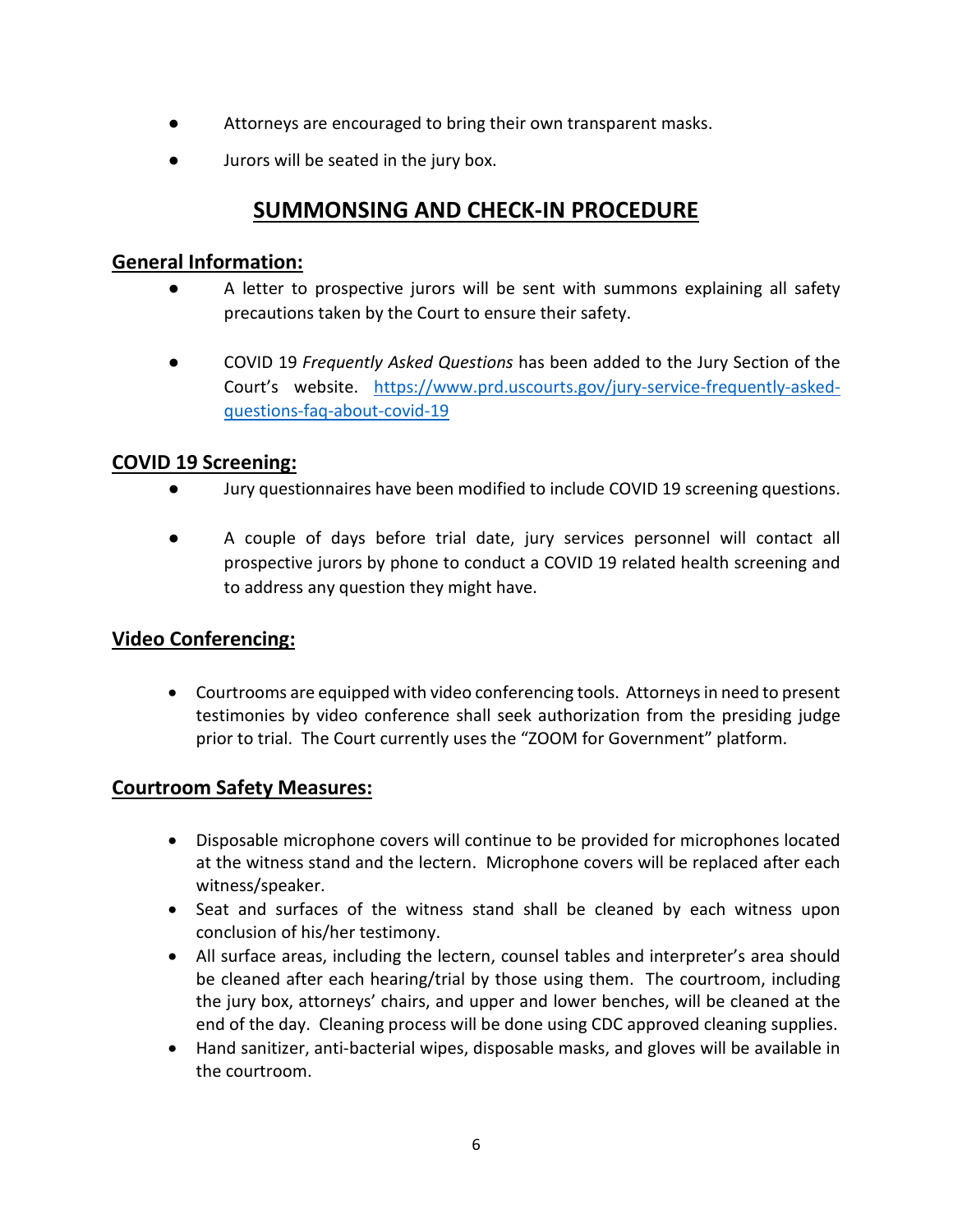- Attorneys are encouraged to bring their own transparent masks.
- Jurors will be seated in the jury box.

## SUMMONSING AND CHECK-IN PROCEDURE

### General Information:

- A letter to prospective jurors will be sent with summons explaining all safety precautions taken by the Court to ensure their safety.
- COVID 19 *Frequently Asked Questions* has been added to the Jury Section of the Court's website. [https://www.prd.uscourts.gov/jury-service-frequently-asked-questions-faq-about-covid-19](https://www.prd.uscourts.gov/jury-service-frequently-asked-questions-faq-about-covid-19)

### COVID 19 Screening:

- Jury questionnaires have been modified to include COVID 19 screening questions.
- A couple of days before trial date, jury services personnel will contact all prospective jurors by phone to conduct a COVID 19 related health screening and to address any question they might have.

### Video Conferencing:

- Courtrooms are equipped with video conferencing tools. Attorneys in need to present testimonies by video conference shall seek authorization from the presiding judge prior to trial. The Court currently uses the "ZOOM for Government" platform.

### Courtroom Safety Measures:

- Disposable microphone covers will continue to be provided for microphones located at the witness stand and the lectern. Microphone covers will be replaced after each witness/speaker.
- Seat and surfaces of the witness stand shall be cleaned by each witness upon conclusion of his/her testimony.
- All surface areas, including the lectern, counsel tables and interpreter's area should be cleaned after each hearing/trial by those using them. The courtroom, including the jury box, attorneys' chairs, and upper and lower benches, will be cleaned at the end of the day. Cleaning process will be done using CDC approved cleaning supplies.
- Hand sanitizer, anti-bacterial wipes, disposable masks, and gloves will be available in the courtroom.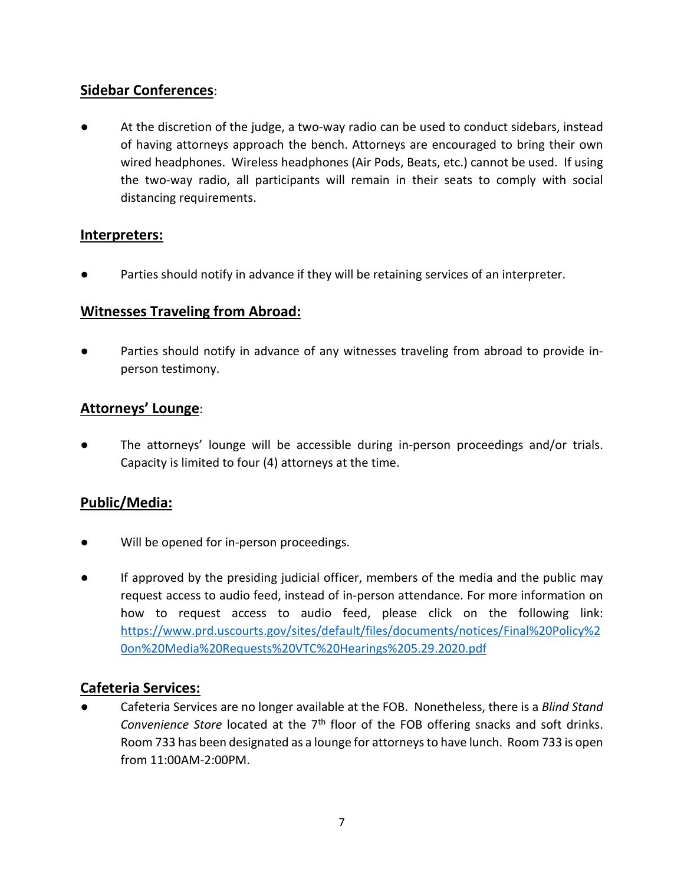## **Sidebar Conferences**:

- At the discretion of the judge, a two-way radio can be used to conduct sidebars, instead of having attorneys approach the bench. Attorneys are encouraged to bring their own wired headphones. Wireless headphones (Air Pods, Beats, etc.) cannot be used. If using the two-way radio, all participants will remain in their seats to comply with social distancing requirements.

## **Interpreters:**

- Parties should notify in advance if they will be retaining services of an interpreter.

## **Witnesses Traveling from Abroad:**

- Parties should notify in advance of any witnesses traveling from abroad to provide in-person testimony.

## **Attorneys' Lounge**:

- The attorneys' lounge will be accessible during in-person proceedings and/or trials. Capacity is limited to four (4) attorneys at the time.

## **Public/Media:**

- Will be opened for in-person proceedings.

- If approved by the presiding judicial officer, members of the media and the public may request access to audio feed, instead of in-person attendance. For more information on how to request access to audio feed, please click on the following link: [https://www.prd.uscourts.gov/sites/default/files/documents/notices/Final%20Policy%20on%20Media%20Requests%20VTC%20Hearings%205.29.2020.pdf](https://www.prd.uscourts.gov/sites/default/files/documents/notices/Final%20Policy%20on%20Media%20Requests%20VTC%20Hearings%205.29.2020.pdf)

## **Cafeteria Services:**

- Cafeteria Services are no longer available at the FOB. Nonetheless, there is a *Blind Stand Convenience Store* located at the 7th floor of the FOB offering snacks and soft drinks. Room 733 has been designated as a lounge for attorneys to have lunch. Room 733 is open from 11:00AM-2:00PM.